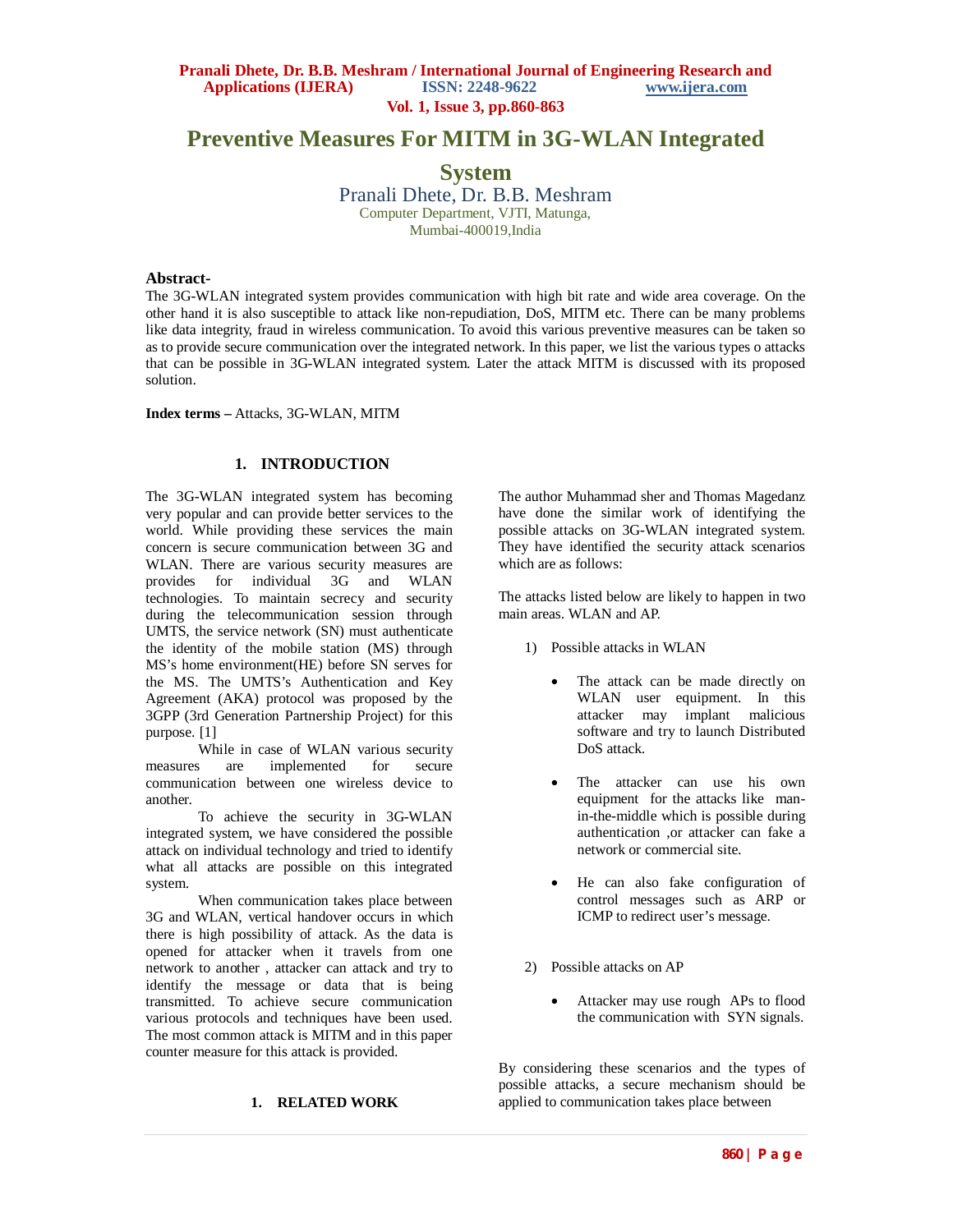# Preventive Measures For MITM in 3G-WLAN Integrated System

Pranali Dhete, Dr. B.B. Meshram

Computer Department, VJTI, Matunga,
Mumbai-400019,India

**Abstract-**

The 3G-WLAN integrated system provides communication with high bit rate and wide area coverage. On the other hand it is also susceptible to attack like non-repudiation, DoS, MITM etc. There can be many problems like data integrity, fraud in wireless communication. To avoid this various preventive measures can be taken so as to provide secure communication over the integrated network. In this paper, we list the various types o attacks that can be possible in 3G-WLAN integrated system. Later the attack MITM is discussed with its proposed solution.

**Index terms –** Attacks, 3G-WLAN, MITM

## 1. INTRODUCTION

The 3G-WLAN integrated system has becoming very popular and can provide better services to the world. While providing these services the main concern is secure communication between 3G and WLAN. There are various security measures are provides for individual 3G and WLAN technologies. To maintain secrecy and security during the telecommunication session through UMTS, the service network (SN) must authenticate the identity of the mobile station (MS) through MS's home environment(HE) before SN serves for the MS. The UMTS's Authentication and Key Agreement (AKA) protocol was proposed by the 3GPP (3rd Generation Partnership Project) for this purpose. [1]

While in case of WLAN various security measures are implemented for secure communication between one wireless device to another.

To achieve the security in 3G-WLAN integrated system, we have considered the possible attack on individual technology and tried to identify what all attacks are possible on this integrated system.

When communication takes place between 3G and WLAN, vertical handover occurs in which there is high possibility of attack. As the data is opened for attacker when it travels from one network to another , attacker can attack and try to identify the message or data that is being transmitted. To achieve secure communication various protocols and techniques have been used. The most common attack is MITM and in this paper counter measure for this attack is provided.

## 1. RELATED WORK

The author Muhammad sher and Thomas Magedanz have done the similar work of identifying the possible attacks on 3G-WLAN integrated system. They have identified the security attack scenarios which are as follows:

The attacks listed below are likely to happen in two main areas. WLAN and AP.

1) Possible attacks in WLAN

   - The attack can be made directly on WLAN user equipment. In this attacker may implant malicious software and try to launch Distributed DoS attack.
   - The attacker can use his own equipment for the attacks like man-in-the-middle which is possible during authentication ,or attacker can fake a network or commercial site.
   - He can also fake configuration of control messages such as ARP or ICMP to redirect user's message.

2) Possible attacks on AP

   - Attacker may use rough APs to flood the communication with SYN signals.

By considering these scenarios and the types of possible attacks, a secure mechanism should be applied to communication takes place between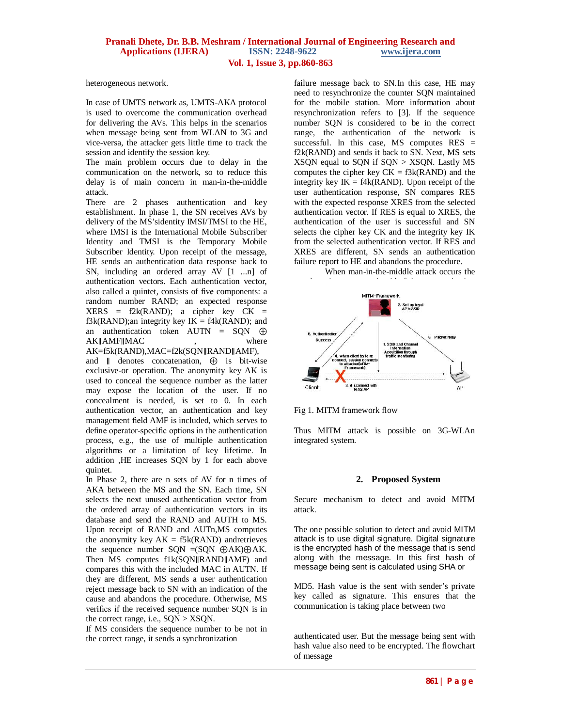heterogeneous network.

In case of UMTS network as, UMTS-AKA protocol is used to overcome the communication overhead for delivering the AVs. This helps in the scenarios when message being sent from WLAN to 3G and vice-versa, the attacker gets little time to track the session and identify the session key.

The main problem occurs due to delay in the communication on the network, so to reduce this delay is of main concern in man-in-the-middle attack.

There are 2 phases authentication and key establishment. In phase 1, the SN receives AVs by delivery of the MS'sidentity IMSI/TMSI to the HE, where IMSI is the International Mobile Subscriber Identity and TMSI is the Temporary Mobile Subscriber Identity. Upon receipt of the message, HE sends an authentication data response back to SN, including an ordered array AV [1 ...n] of authentication vectors. Each authentication vector, also called a quintet, consists of five components: a random number RAND; an expected response XERS = f2k(RAND); a cipher key CK = f3k(RAND);an integrity key IK = f4k(RAND); and an authentication token AUTN = SQN ⊕ AK‖AMF‖MAC , where AK=f5k(RAND),MAC=f2k(SQN‖RAND‖AMF), and ‖ denotes concatenation, ⊕ is bit-wise exclusive-or operation. The anonymity key AK is used to conceal the sequence number as the latter may expose the location of the user. If no concealment is needed, is set to 0. In each authentication vector, an authentication and key management field AMF is included, which serves to define operator-specific options in the authentication process, e.g., the use of multiple authentication algorithms or a limitation of key lifetime. In addition ,HE increases SQN by 1 for each above quintet.

In Phase 2, there are n sets of AV for n times of AKA between the MS and the SN. Each time, SN selects the next unused authentication vector from the ordered array of authentication vectors in its database and send the RAND and AUTH to MS. Upon receipt of RAND and AUTn,MS computes the anonymity key AK = f5k(RAND) andretrieves the sequence number SQN =(SQN ⊕AK)⊕AK. Then MS computes f1k(SQN‖RAND‖AMF) and compares this with the included MAC in AUTN. If they are different, MS sends a user authentication reject message back to SN with an indication of the cause and abandons the procedure. Otherwise, MS verifies if the received sequence number SQN is in the correct range, i.e., SQN > XSQN.

If MS considers the sequence number to be not in the correct range, it sends a synchronization failure message back to SN.In this case, HE may need to resynchronize the counter SQN maintained for the mobile station. More information about resynchronization refers to [3]. If the sequence number SQN is considered to be in the correct range, the authentication of the network is successful. In this case, MS computes RES = f2k(RAND) and sends it back to SN. Next, MS sets XSQN equal to SQN if SQN > XSQN. Lastly MS computes the cipher key CK = f3k(RAND) and the integrity key IK = f4k(RAND). Upon receipt of the user authentication response, SN compares RES with the expected response XRES from the selected authentication vector. If RES is equal to XRES, the authentication of the user is successful and SN selects the cipher key CK and the integrity key IK from the selected authentication vector. If RES and XRES are different, SN sends an authentication failure report to HE and abandons the procedure.

When man-in-the-middle attack occurs the

Fig 1. MITM framework flow

Thus MITM attack is possible on 3G-WLAn integrated system.

## 2. Proposed System

Secure mechanism to detect and avoid MITM attack.

The one possible solution to detect and avoid MITM attack is to use digital signature. Digital signature is the encrypted hash of the message that is send along with the message. In this first hash of message being sent is calculated using SHA or

MD5. Hash value is the sent with sender's private key called as signature. This ensures that the communication is taking place between two

authenticated user. But the message being sent with hash value also need to be encrypted. The flowchart of message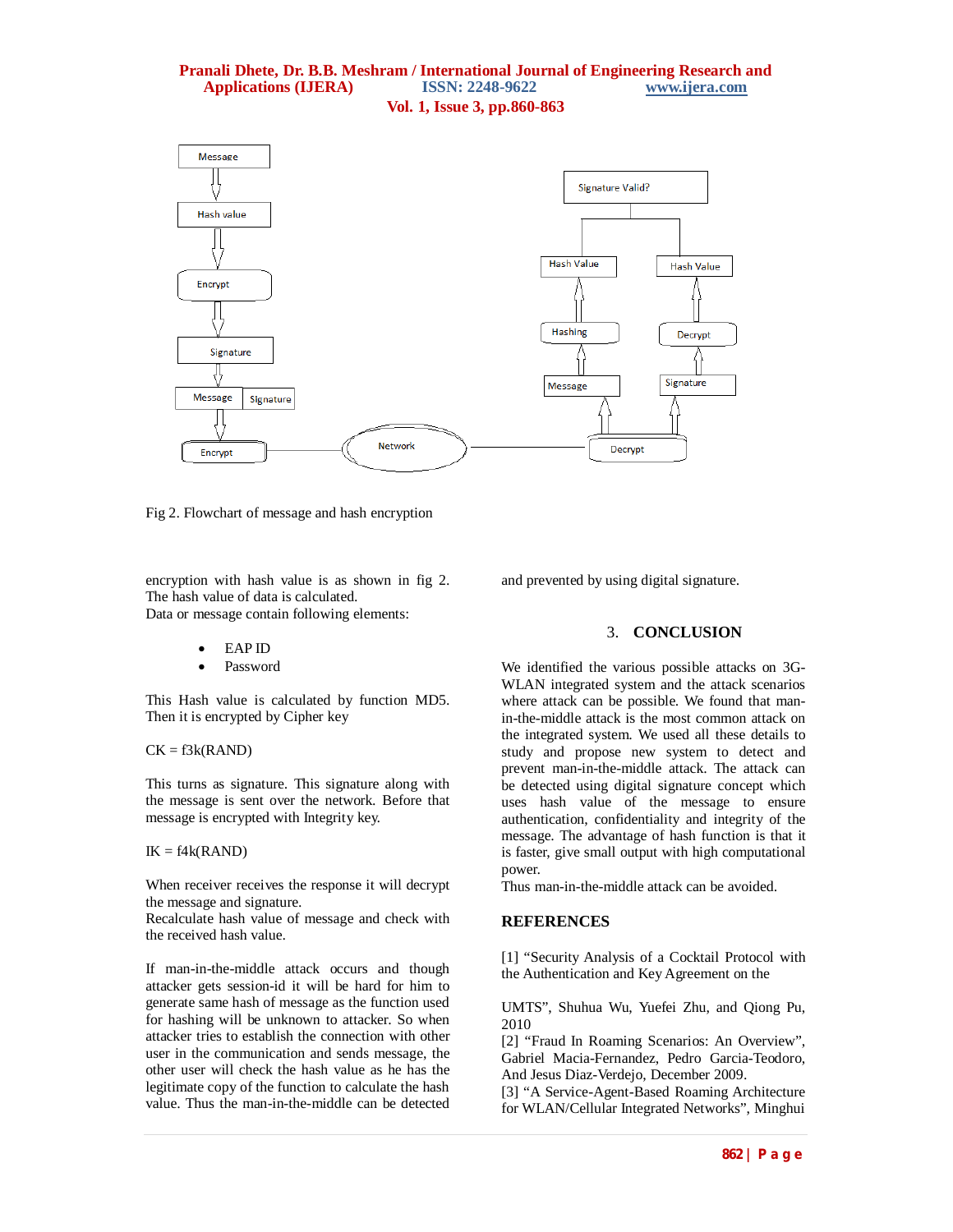Fig 2. Flowchart of message and hash encryption

encryption with hash value is as shown in fig 2. The hash value of data is calculated.
Data or message contain following elements:

- EAP ID
- Password

This Hash value is calculated by function MD5. Then it is encrypted by Cipher key

CK = f3k(RAND)

This turns as signature. This signature along with the message is sent over the network. Before that message is encrypted with Integrity key.

IK = f4k(RAND)

When receiver receives the response it will decrypt the message and signature.
Recalculate hash value of message and check with the received hash value.

If man-in-the-middle attack occurs and though attacker gets session-id it will be hard for him to generate same hash of message as the function used for hashing will be unknown to attacker. So when attacker tries to establish the connection with other user in the communication and sends message, the other user will check the hash value as he has the legitimate copy of the function to calculate the hash value. Thus the man-in-the-middle can be detected and prevented by using digital signature.

## 3. CONCLUSION

We identified the various possible attacks on 3G-WLAN integrated system and the attack scenarios where attack can be possible. We found that man-in-the-middle attack is the most common attack on the integrated system. We used all these details to study and propose new system to detect and prevent man-in-the-middle attack. The attack can be detected using digital signature concept which uses hash value of the message to ensure authentication, confidentiality and integrity of the message. The advantage of hash function is that it is faster, give small output with high computational power.
Thus man-in-the-middle attack can be avoided.

## REFERENCES

[1] "Security Analysis of a Cocktail Protocol with the Authentication and Key Agreement on the

UMTS", Shuhua Wu, Yuefei Zhu, and Qiong Pu, 2010
[2] "Fraud In Roaming Scenarios: An Overview", Gabriel Macia-Fernandez, Pedro Garcia-Teodoro, And Jesus Diaz-Verdejo, December 2009.
[3] "A Service-Agent-Based Roaming Architecture for WLAN/Cellular Integrated Networks", Minghui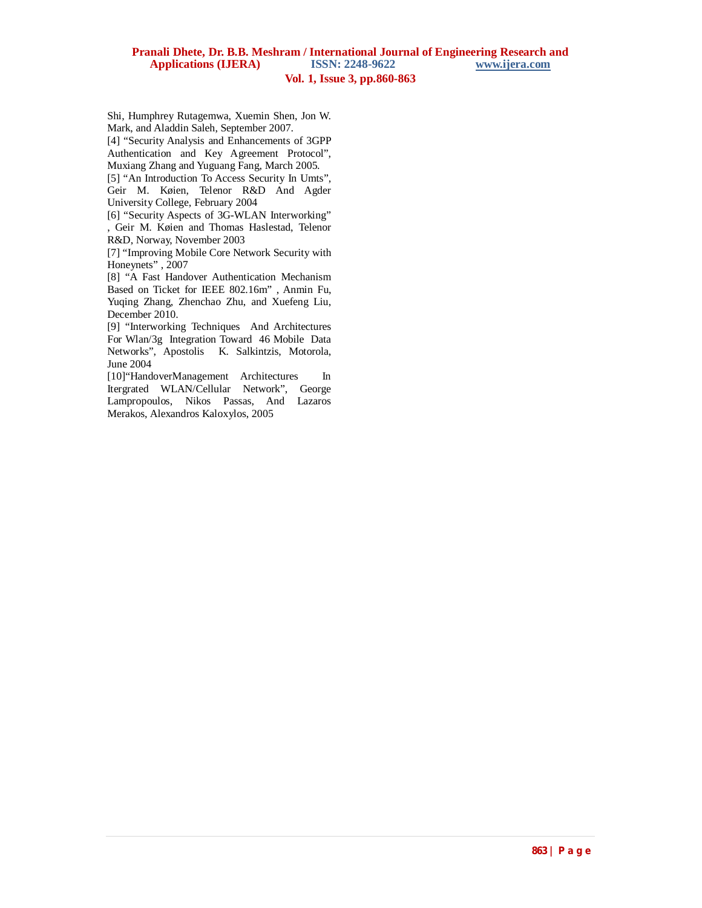Shi, Humphrey Rutagemwa, Xuemin Shen, Jon W. Mark, and Aladdin Saleh, September 2007.

[4] "Security Analysis and Enhancements of 3GPP Authentication and Key Agreement Protocol", Muxiang Zhang and Yuguang Fang, March 2005.

[5] "An Introduction To Access Security In Umts", Geir M. Køien, Telenor R&D And Agder University College, February 2004

[6] "Security Aspects of 3G-WLAN Interworking" , Geir M. Køien and Thomas Haslestad, Telenor R&D, Norway, November 2003

[7] "Improving Mobile Core Network Security with Honeynets" , 2007

[8] "A Fast Handover Authentication Mechanism Based on Ticket for IEEE 802.16m" , Anmin Fu, Yuqing Zhang, Zhenchao Zhu, and Xuefeng Liu, December 2010.

[9] "Interworking Techniques And Architectures For Wlan/3g Integration Toward 46 Mobile Data Networks", Apostolis K. Salkintzis, Motorola, June 2004

[10]"HandoverManagement Architectures In Itergrated WLAN/Cellular Network", George Lampropoulos, Nikos Passas, And Lazaros Merakos, Alexandros Kaloxylos, 2005